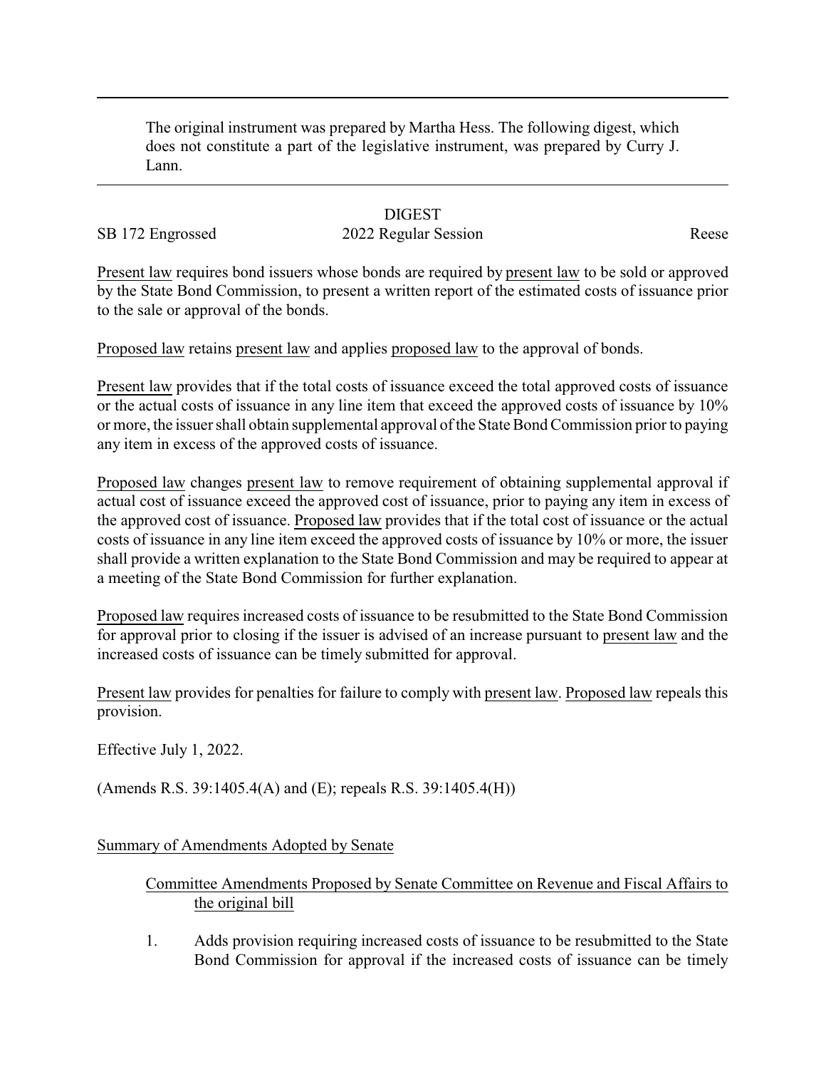The original instrument was prepared by Martha Hess. The following digest, which does not constitute a part of the legislative instrument, was prepared by Curry J. Lann.

DIGEST

SB 172 Engrossed 2022 Regular Session Reese

Present law requires bond issuers whose bonds are required by present law to be sold or approved by the State Bond Commission, to present a written report of the estimated costs of issuance prior to the sale or approval of the bonds.

Proposed law retains present law and applies proposed law to the approval of bonds.

Present law provides that if the total costs of issuance exceed the total approved costs of issuance or the actual costs of issuance in any line item that exceed the approved costs of issuance by 10% or more, the issuer shall obtain supplemental approval of the State Bond Commission prior to paying any item in excess of the approved costs of issuance.

Proposed law changes present law to remove requirement of obtaining supplemental approval if actual cost of issuance exceed the approved cost of issuance, prior to paying any item in excess of the approved cost of issuance. Proposed law provides that if the total cost of issuance or the actual costs of issuance in any line item exceed the approved costs of issuance by 10% or more, the issuer shall provide a written explanation to the State Bond Commission and may be required to appear at a meeting of the State Bond Commission for further explanation.

Proposed law requires increased costs of issuance to be resubmitted to the State Bond Commission for approval prior to closing if the issuer is advised of an increase pursuant to present law and the increased costs of issuance can be timely submitted for approval.

Present law provides for penalties for failure to comply with present law. Proposed law repeals this provision.

Effective July 1, 2022.

(Amends R.S. 39:1405.4(A) and (E); repeals R.S. 39:1405.4(H))

Summary of Amendments Adopted by Senate

Committee Amendments Proposed by Senate Committee on Revenue and Fiscal Affairs to the original bill

1. Adds provision requiring increased costs of issuance to be resubmitted to the State Bond Commission for approval if the increased costs of issuance can be timely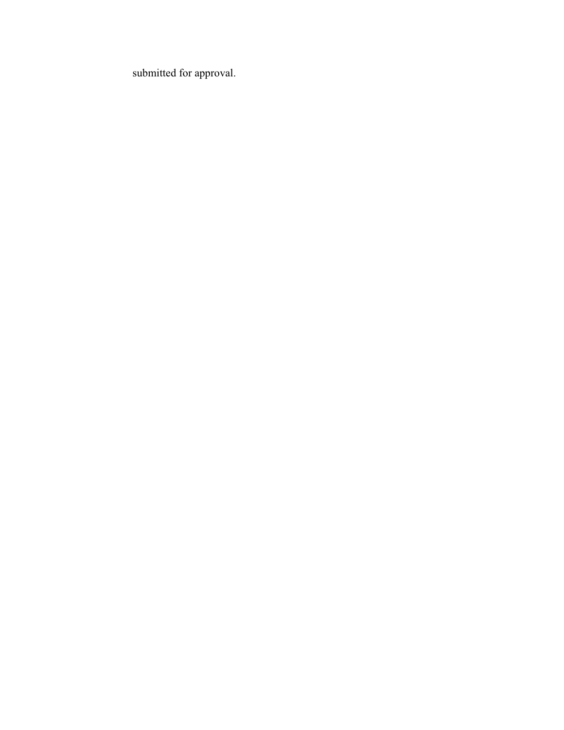submitted for approval.